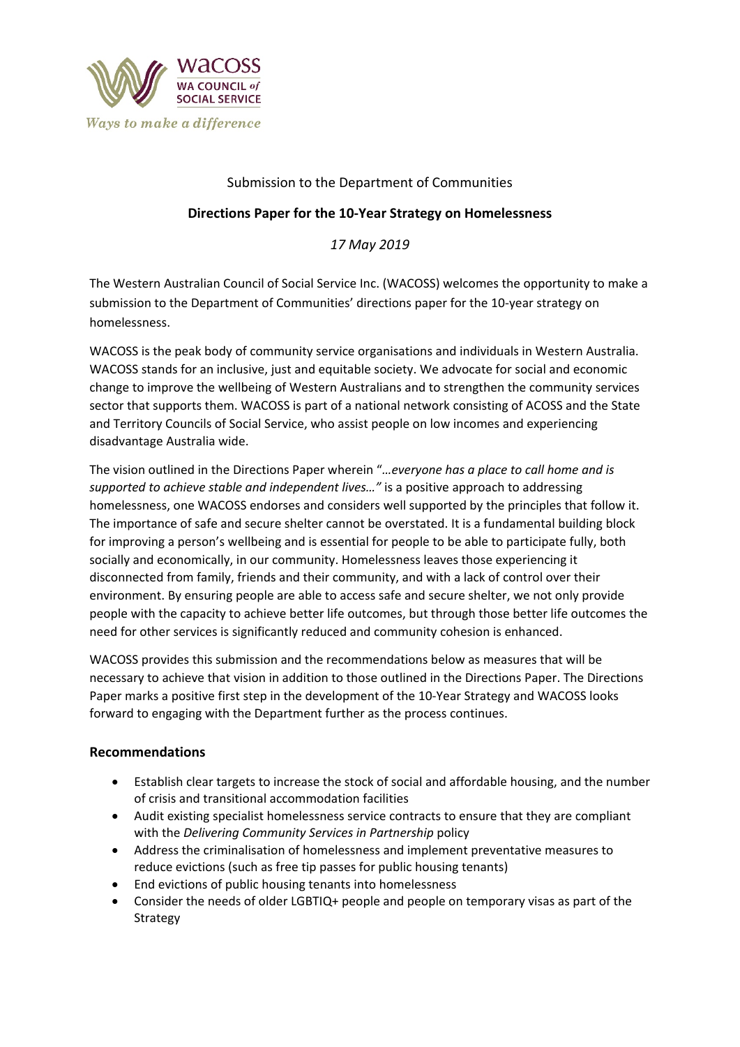wacoss
WA COUNCIL *of* SOCIAL SERVICE
*Ways to make a difference*

Submission to the Department of Communities

**Directions Paper for the 10-Year Strategy on Homelessness**

*17 May 2019*

The Western Australian Council of Social Service Inc. (WACOSS) welcomes the opportunity to make a submission to the Department of Communities' directions paper for the 10-year strategy on homelessness.

WACOSS is the peak body of community service organisations and individuals in Western Australia. WACOSS stands for an inclusive, just and equitable society. We advocate for social and economic change to improve the wellbeing of Western Australians and to strengthen the community services sector that supports them. WACOSS is part of a national network consisting of ACOSS and the State and Territory Councils of Social Service, who assist people on low incomes and experiencing disadvantage Australia wide.

The vision outlined in the Directions Paper wherein "*…everyone has a place to call home and is supported to achieve stable and independent lives…*" is a positive approach to addressing homelessness, one WACOSS endorses and considers well supported by the principles that follow it. The importance of safe and secure shelter cannot be overstated. It is a fundamental building block for improving a person's wellbeing and is essential for people to be able to participate fully, both socially and economically, in our community. Homelessness leaves those experiencing it disconnected from family, friends and their community, and with a lack of control over their environment. By ensuring people are able to access safe and secure shelter, we not only provide people with the capacity to achieve better life outcomes, but through those better life outcomes the need for other services is significantly reduced and community cohesion is enhanced.

WACOSS provides this submission and the recommendations below as measures that will be necessary to achieve that vision in addition to those outlined in the Directions Paper. The Directions Paper marks a positive first step in the development of the 10-Year Strategy and WACOSS looks forward to engaging with the Department further as the process continues.

## Recommendations

- Establish clear targets to increase the stock of social and affordable housing, and the number of crisis and transitional accommodation facilities
- Audit existing specialist homelessness service contracts to ensure that they are compliant with the *Delivering Community Services in Partnership* policy
- Address the criminalisation of homelessness and implement preventative measures to reduce evictions (such as free tip passes for public housing tenants)
- End evictions of public housing tenants into homelessness
- Consider the needs of older LGBTIQ+ people and people on temporary visas as part of the Strategy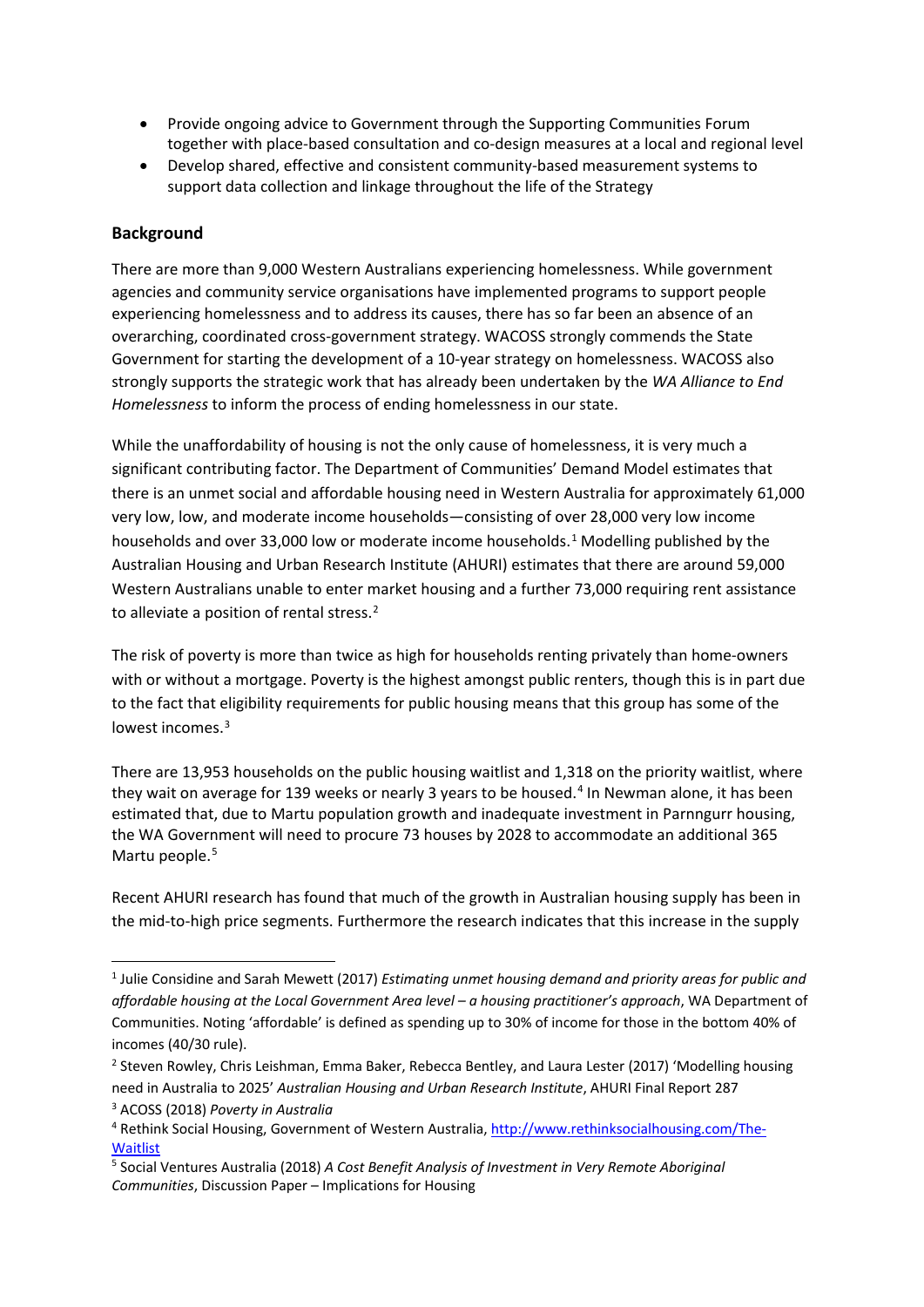- Provide ongoing advice to Government through the Supporting Communities Forum together with place-based consultation and co-design measures at a local and regional level
- Develop shared, effective and consistent community-based measurement systems to support data collection and linkage throughout the life of the Strategy

## Background

There are more than 9,000 Western Australians experiencing homelessness. While government agencies and community service organisations have implemented programs to support people experiencing homelessness and to address its causes, there has so far been an absence of an overarching, coordinated cross-government strategy. WACOSS strongly commends the State Government for starting the development of a 10-year strategy on homelessness. WACOSS also strongly supports the strategic work that has already been undertaken by the *WA Alliance to End Homelessness* to inform the process of ending homelessness in our state.

While the unaffordability of housing is not the only cause of homelessness, it is very much a significant contributing factor. The Department of Communities' Demand Model estimates that there is an unmet social and affordable housing need in Western Australia for approximately 61,000 very low, low, and moderate income households—consisting of over 28,000 very low income households and over 33,000 low or moderate income households.[1] Modelling published by the Australian Housing and Urban Research Institute (AHURI) estimates that there are around 59,000 Western Australians unable to enter market housing and a further 73,000 requiring rent assistance to alleviate a position of rental stress.[2]

The risk of poverty is more than twice as high for households renting privately than home-owners with or without a mortgage. Poverty is the highest amongst public renters, though this is in part due to the fact that eligibility requirements for public housing means that this group has some of the lowest incomes.[3]

There are 13,953 households on the public housing waitlist and 1,318 on the priority waitlist, where they wait on average for 139 weeks or nearly 3 years to be housed.[4] In Newman alone, it has been estimated that, due to Martu population growth and inadequate investment in Parnngurr housing, the WA Government will need to procure 73 houses by 2028 to accommodate an additional 365 Martu people.[5]

Recent AHURI research has found that much of the growth in Australian housing supply has been in the mid-to-high price segments. Furthermore the research indicates that this increase in the supply

---

[1] Julie Considine and Sarah Mewett (2017) *Estimating unmet housing demand and priority areas for public and affordable housing at the Local Government Area level – a housing practitioner's approach*, WA Department of Communities. Noting 'affordable' is defined as spending up to 30% of income for those in the bottom 40% of incomes (40/30 rule).

[2] Steven Rowley, Chris Leishman, Emma Baker, Rebecca Bentley, and Laura Lester (2017) 'Modelling housing need in Australia to 2025' *Australian Housing and Urban Research Institute*, AHURI Final Report 287

[3] ACOSS (2018) *Poverty in Australia*

[4] Rethink Social Housing, Government of Western Australia, http://www.rethinksocialhousing.com/The-Waitlist

[5] Social Ventures Australia (2018) *A Cost Benefit Analysis of Investment in Very Remote Aboriginal Communities*, Discussion Paper – Implications for Housing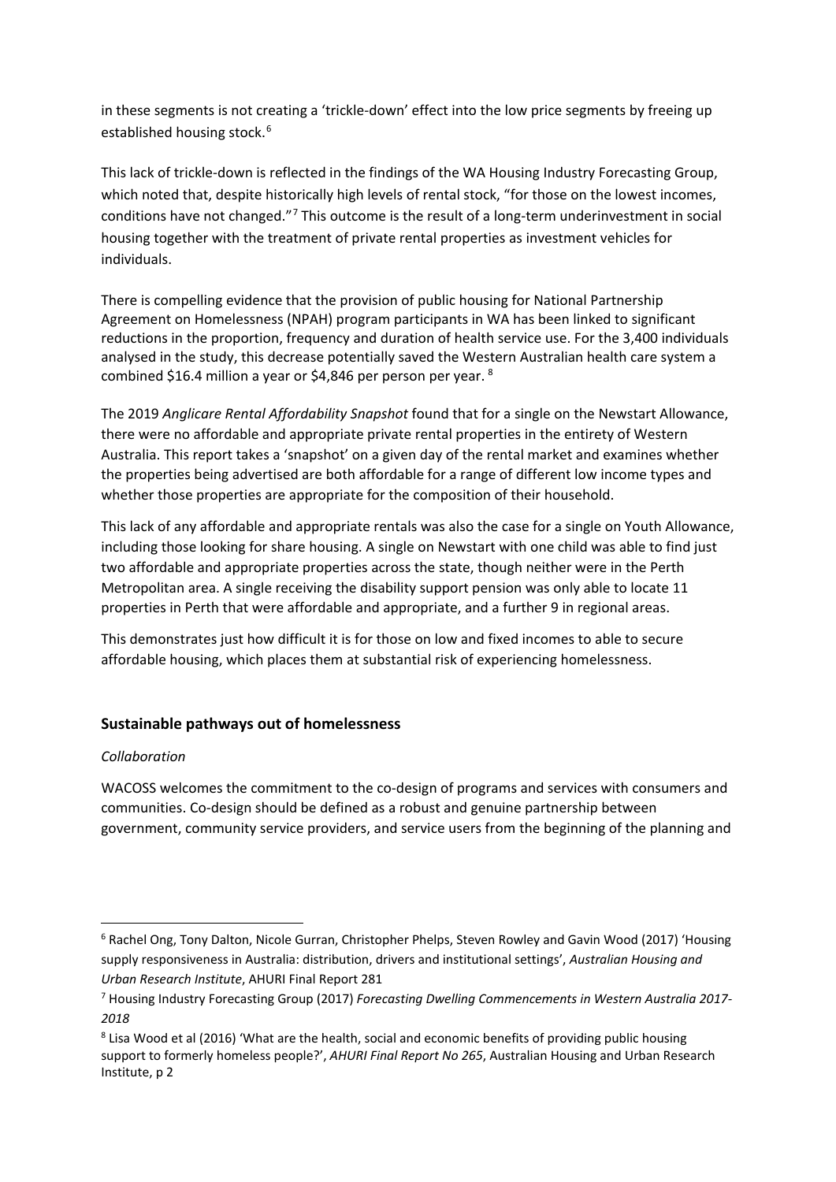in these segments is not creating a 'trickle-down' effect into the low price segments by freeing up established housing stock.[6]

This lack of trickle-down is reflected in the findings of the WA Housing Industry Forecasting Group, which noted that, despite historically high levels of rental stock, "for those on the lowest incomes, conditions have not changed."[7] This outcome is the result of a long-term underinvestment in social housing together with the treatment of private rental properties as investment vehicles for individuals.

There is compelling evidence that the provision of public housing for National Partnership Agreement on Homelessness (NPAH) program participants in WA has been linked to significant reductions in the proportion, frequency and duration of health service use. For the 3,400 individuals analysed in the study, this decrease potentially saved the Western Australian health care system a combined $16.4 million a year or $4,846 per person per year. [8]

The 2019 *Anglicare Rental Affordability Snapshot* found that for a single on the Newstart Allowance, there were no affordable and appropriate private rental properties in the entirety of Western Australia. This report takes a 'snapshot' on a given day of the rental market and examines whether the properties being advertised are both affordable for a range of different low income types and whether those properties are appropriate for the composition of their household.

This lack of any affordable and appropriate rentals was also the case for a single on Youth Allowance, including those looking for share housing. A single on Newstart with one child was able to find just two affordable and appropriate properties across the state, though neither were in the Perth Metropolitan area. A single receiving the disability support pension was only able to locate 11 properties in Perth that were affordable and appropriate, and a further 9 in regional areas.

This demonstrates just how difficult it is for those on low and fixed incomes to able to secure affordable housing, which places them at substantial risk of experiencing homelessness.

## Sustainable pathways out of homelessness

*Collaboration*

WACOSS welcomes the commitment to the co-design of programs and services with consumers and communities. Co-design should be defined as a robust and genuine partnership between government, community service providers, and service users from the beginning of the planning and

---

[6] Rachel Ong, Tony Dalton, Nicole Gurran, Christopher Phelps, Steven Rowley and Gavin Wood (2017) 'Housing supply responsiveness in Australia: distribution, drivers and institutional settings', *Australian Housing and Urban Research Institute*, AHURI Final Report 281

[7] Housing Industry Forecasting Group (2017) *Forecasting Dwelling Commencements in Western Australia 2017-2018*

[8] Lisa Wood et al (2016) 'What are the health, social and economic benefits of providing public housing support to formerly homeless people?', *AHURI Final Report No 265*, Australian Housing and Urban Research Institute, p 2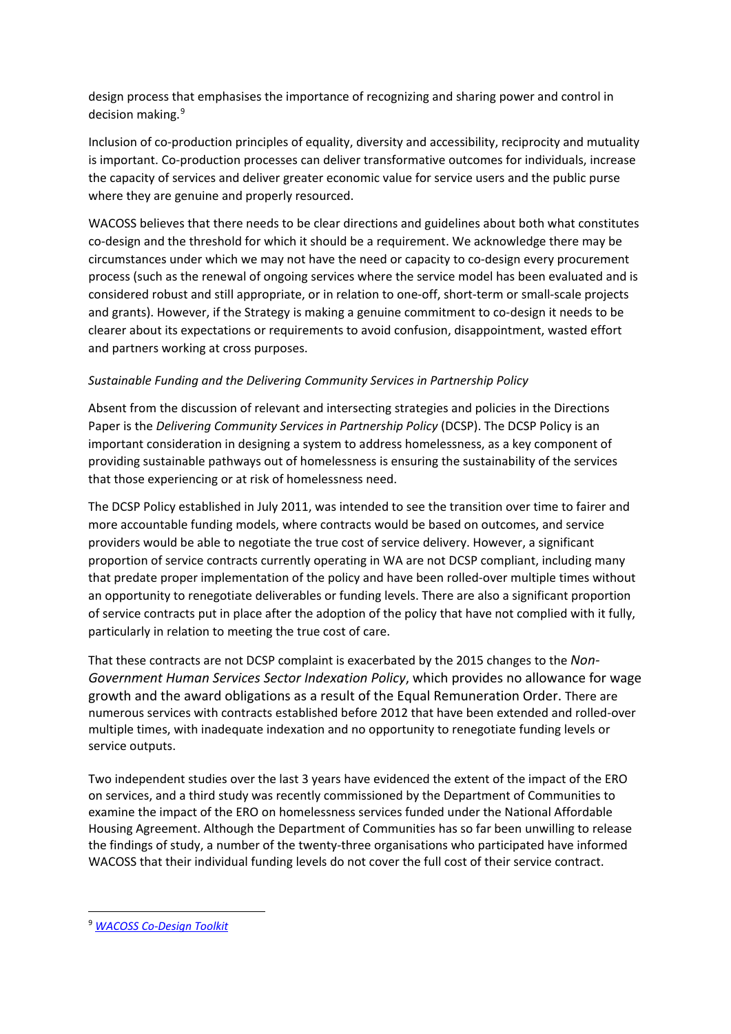design process that emphasises the importance of recognizing and sharing power and control in decision making.[9]

Inclusion of co-production principles of equality, diversity and accessibility, reciprocity and mutuality is important. Co-production processes can deliver transformative outcomes for individuals, increase the capacity of services and deliver greater economic value for service users and the public purse where they are genuine and properly resourced.

WACOSS believes that there needs to be clear directions and guidelines about both what constitutes co-design and the threshold for which it should be a requirement. We acknowledge there may be circumstances under which we may not have the need or capacity to co-design every procurement process (such as the renewal of ongoing services where the service model has been evaluated and is considered robust and still appropriate, or in relation to one-off, short-term or small-scale projects and grants). However, if the Strategy is making a genuine commitment to co-design it needs to be clearer about its expectations or requirements to avoid confusion, disappointment, wasted effort and partners working at cross purposes.

*Sustainable Funding and the Delivering Community Services in Partnership Policy*

Absent from the discussion of relevant and intersecting strategies and policies in the Directions Paper is the *Delivering Community Services in Partnership Policy* (DCSP). The DCSP Policy is an important consideration in designing a system to address homelessness, as a key component of providing sustainable pathways out of homelessness is ensuring the sustainability of the services that those experiencing or at risk of homelessness need.

The DCSP Policy established in July 2011, was intended to see the transition over time to fairer and more accountable funding models, where contracts would be based on outcomes, and service providers would be able to negotiate the true cost of service delivery. However, a significant proportion of service contracts currently operating in WA are not DCSP compliant, including many that predate proper implementation of the policy and have been rolled-over multiple times without an opportunity to renegotiate deliverables or funding levels. There are also a significant proportion of service contracts put in place after the adoption of the policy that have not complied with it fully, particularly in relation to meeting the true cost of care.

That these contracts are not DCSP complaint is exacerbated by the 2015 changes to the *Non-Government Human Services Sector Indexation Policy*, which provides no allowance for wage growth and the award obligations as a result of the Equal Remuneration Order. There are numerous services with contracts established before 2012 that have been extended and rolled-over multiple times, with inadequate indexation and no opportunity to renegotiate funding levels or service outputs.

Two independent studies over the last 3 years have evidenced the extent of the impact of the ERO on services, and a third study was recently commissioned by the Department of Communities to examine the impact of the ERO on homelessness services funded under the National Affordable Housing Agreement. Although the Department of Communities has so far been unwilling to release the findings of study, a number of the twenty-three organisations who participated have informed WACOSS that their individual funding levels do not cover the full cost of their service contract.

---

[9] *WACOSS Co-Design Toolkit*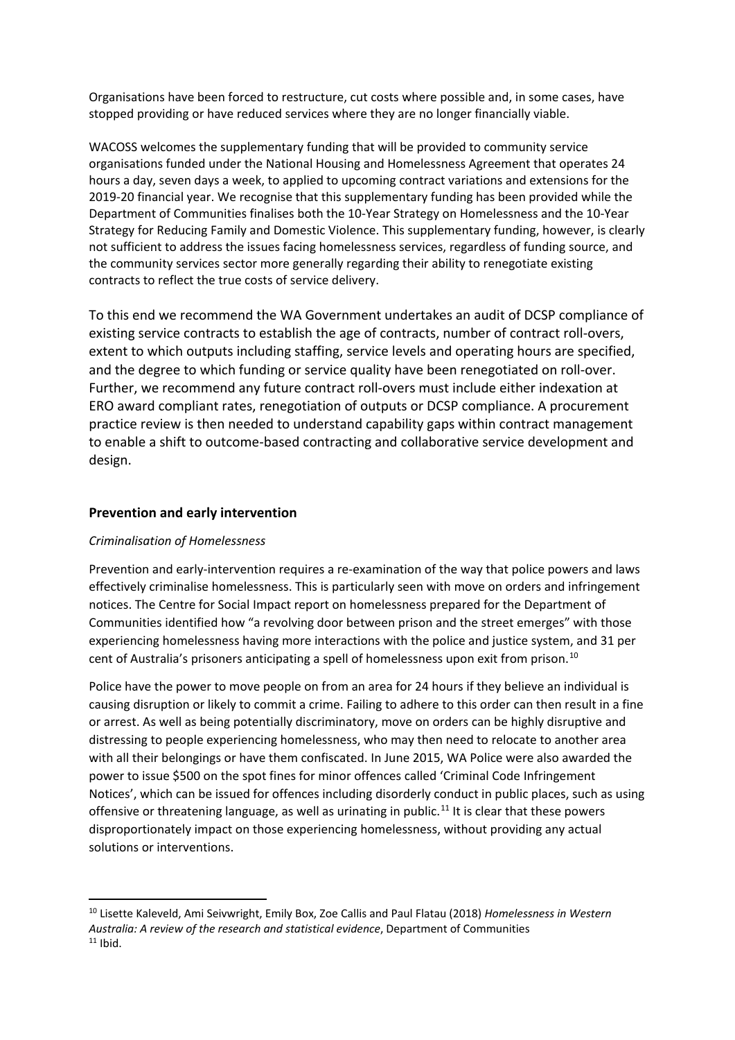Organisations have been forced to restructure, cut costs where possible and, in some cases, have stopped providing or have reduced services where they are no longer financially viable.

WACOSS welcomes the supplementary funding that will be provided to community service organisations funded under the National Housing and Homelessness Agreement that operates 24 hours a day, seven days a week, to applied to upcoming contract variations and extensions for the 2019-20 financial year. We recognise that this supplementary funding has been provided while the Department of Communities finalises both the 10-Year Strategy on Homelessness and the 10-Year Strategy for Reducing Family and Domestic Violence. This supplementary funding, however, is clearly not sufficient to address the issues facing homelessness services, regardless of funding source, and the community services sector more generally regarding their ability to renegotiate existing contracts to reflect the true costs of service delivery.

To this end we recommend the WA Government undertakes an audit of DCSP compliance of existing service contracts to establish the age of contracts, number of contract roll-overs, extent to which outputs including staffing, service levels and operating hours are specified, and the degree to which funding or service quality have been renegotiated on roll-over. Further, we recommend any future contract roll-overs must include either indexation at ERO award compliant rates, renegotiation of outputs or DCSP compliance. A procurement practice review is then needed to understand capability gaps within contract management to enable a shift to outcome-based contracting and collaborative service development and design.

## Prevention and early intervention

*Criminalisation of Homelessness*

Prevention and early-intervention requires a re-examination of the way that police powers and laws effectively criminalise homelessness. This is particularly seen with move on orders and infringement notices. The Centre for Social Impact report on homelessness prepared for the Department of Communities identified how "a revolving door between prison and the street emerges" with those experiencing homelessness having more interactions with the police and justice system, and 31 per cent of Australia's prisoners anticipating a spell of homelessness upon exit from prison.[10]

Police have the power to move people on from an area for 24 hours if they believe an individual is causing disruption or likely to commit a crime. Failing to adhere to this order can then result in a fine or arrest. As well as being potentially discriminatory, move on orders can be highly disruptive and distressing to people experiencing homelessness, who may then need to relocate to another area with all their belongings or have them confiscated. In June 2015, WA Police were also awarded the power to issue $500 on the spot fines for minor offences called 'Criminal Code Infringement Notices', which can be issued for offences including disorderly conduct in public places, such as using offensive or threatening language, as well as urinating in public.[11] It is clear that these powers disproportionately impact on those experiencing homelessness, without providing any actual solutions or interventions.

---

[10] Lisette Kaleveld, Ami Seivwright, Emily Box, Zoe Callis and Paul Flatau (2018) *Homelessness in Western Australia: A review of the research and statistical evidence*, Department of Communities

[11] Ibid.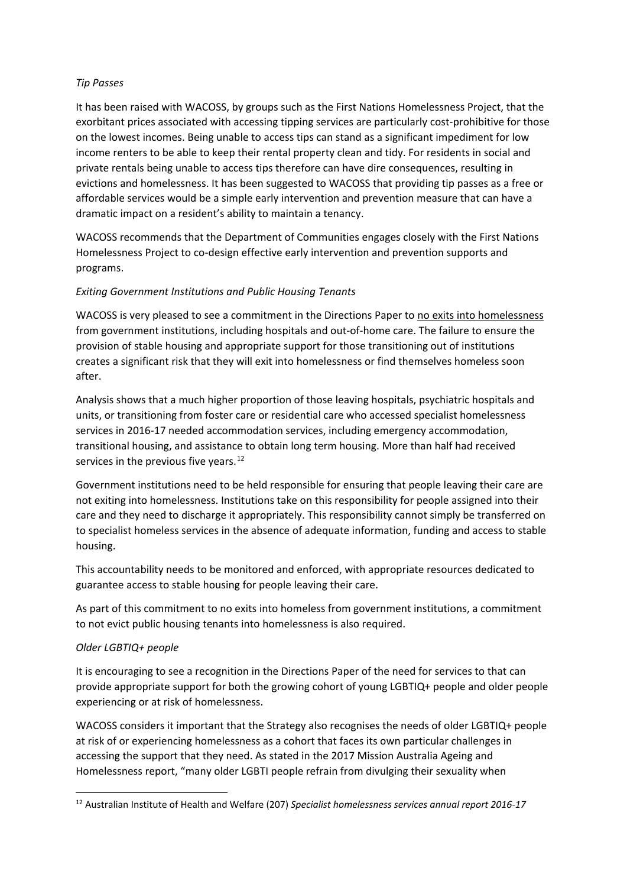*Tip Passes*

It has been raised with WACOSS, by groups such as the First Nations Homelessness Project, that the exorbitant prices associated with accessing tipping services are particularly cost-prohibitive for those on the lowest incomes. Being unable to access tips can stand as a significant impediment for low income renters to be able to keep their rental property clean and tidy. For residents in social and private rentals being unable to access tips therefore can have dire consequences, resulting in evictions and homelessness. It has been suggested to WACOSS that providing tip passes as a free or affordable services would be a simple early intervention and prevention measure that can have a dramatic impact on a resident's ability to maintain a tenancy.

WACOSS recommends that the Department of Communities engages closely with the First Nations Homelessness Project to co-design effective early intervention and prevention supports and programs.

*Exiting Government Institutions and Public Housing Tenants*

WACOSS is very pleased to see a commitment in the Directions Paper to no exits into homelessness from government institutions, including hospitals and out-of-home care. The failure to ensure the provision of stable housing and appropriate support for those transitioning out of institutions creates a significant risk that they will exit into homelessness or find themselves homeless soon after.

Analysis shows that a much higher proportion of those leaving hospitals, psychiatric hospitals and units, or transitioning from foster care or residential care who accessed specialist homelessness services in 2016-17 needed accommodation services, including emergency accommodation, transitional housing, and assistance to obtain long term housing. More than half had received services in the previous five years.[12]

Government institutions need to be held responsible for ensuring that people leaving their care are not exiting into homelessness. Institutions take on this responsibility for people assigned into their care and they need to discharge it appropriately. This responsibility cannot simply be transferred on to specialist homeless services in the absence of adequate information, funding and access to stable housing.

This accountability needs to be monitored and enforced, with appropriate resources dedicated to guarantee access to stable housing for people leaving their care.

As part of this commitment to no exits into homeless from government institutions, a commitment to not evict public housing tenants into homelessness is also required.

*Older LGBTIQ+ people*

It is encouraging to see a recognition in the Directions Paper of the need for services to that can provide appropriate support for both the growing cohort of young LGBTIQ+ people and older people experiencing or at risk of homelessness.

WACOSS considers it important that the Strategy also recognises the needs of older LGBTIQ+ people at risk of or experiencing homelessness as a cohort that faces its own particular challenges in accessing the support that they need. As stated in the 2017 Mission Australia Ageing and Homelessness report, "many older LGBTI people refrain from divulging their sexuality when

[12] Australian Institute of Health and Welfare (207) *Specialist homelessness services annual report 2016-17*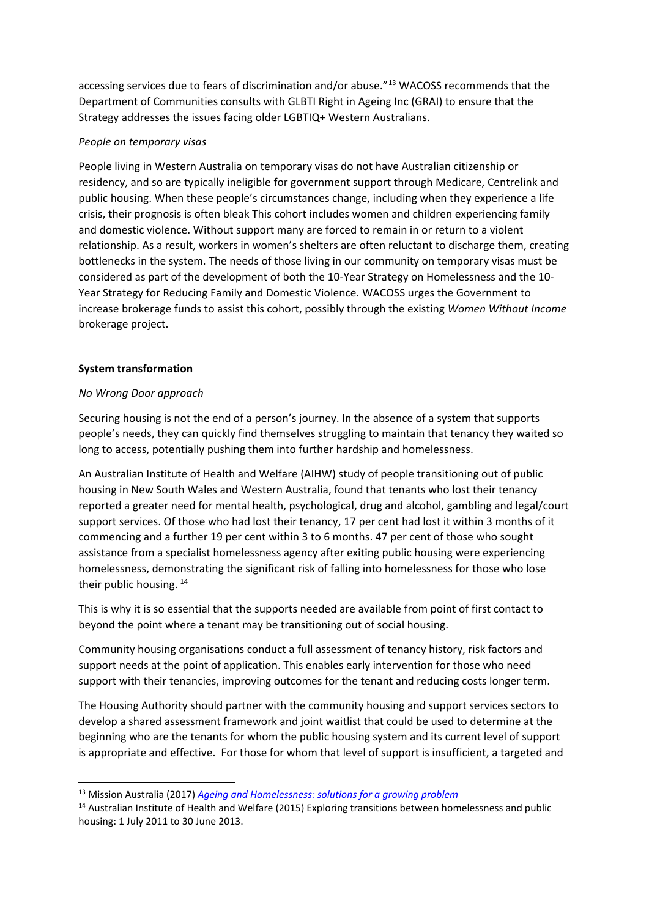accessing services due to fears of discrimination and/or abuse."[13] WACOSS recommends that the Department of Communities consults with GLBTI Right in Ageing Inc (GRAI) to ensure that the Strategy addresses the issues facing older LGBTIQ+ Western Australians.

*People on temporary visas*

People living in Western Australia on temporary visas do not have Australian citizenship or residency, and so are typically ineligible for government support through Medicare, Centrelink and public housing. When these people's circumstances change, including when they experience a life crisis, their prognosis is often bleak This cohort includes women and children experiencing family and domestic violence. Without support many are forced to remain in or return to a violent relationship. As a result, workers in women's shelters are often reluctant to discharge them, creating bottlenecks in the system. The needs of those living in our community on temporary visas must be considered as part of the development of both the 10-Year Strategy on Homelessness and the 10-Year Strategy for Reducing Family and Domestic Violence. WACOSS urges the Government to increase brokerage funds to assist this cohort, possibly through the existing *Women Without Income* brokerage project.

**System transformation**

*No Wrong Door approach*

Securing housing is not the end of a person's journey. In the absence of a system that supports people's needs, they can quickly find themselves struggling to maintain that tenancy they waited so long to access, potentially pushing them into further hardship and homelessness.

An Australian Institute of Health and Welfare (AIHW) study of people transitioning out of public housing in New South Wales and Western Australia, found that tenants who lost their tenancy reported a greater need for mental health, psychological, drug and alcohol, gambling and legal/court support services. Of those who had lost their tenancy, 17 per cent had lost it within 3 months of it commencing and a further 19 per cent within 3 to 6 months. 47 per cent of those who sought assistance from a specialist homelessness agency after exiting public housing were experiencing homelessness, demonstrating the significant risk of falling into homelessness for those who lose their public housing. [14]

This is why it is so essential that the supports needed are available from point of first contact to beyond the point where a tenant may be transitioning out of social housing.

Community housing organisations conduct a full assessment of tenancy history, risk factors and support needs at the point of application. This enables early intervention for those who need support with their tenancies, improving outcomes for the tenant and reducing costs longer term.

The Housing Authority should partner with the community housing and support services sectors to develop a shared assessment framework and joint waitlist that could be used to determine at the beginning who are the tenants for whom the public housing system and its current level of support is appropriate and effective. For those for whom that level of support is insufficient, a targeted and

---

[13] Mission Australia (2017) *Ageing and Homelessness: solutions for a growing problem*

[14] Australian Institute of Health and Welfare (2015) Exploring transitions between homelessness and public housing: 1 July 2011 to 30 June 2013.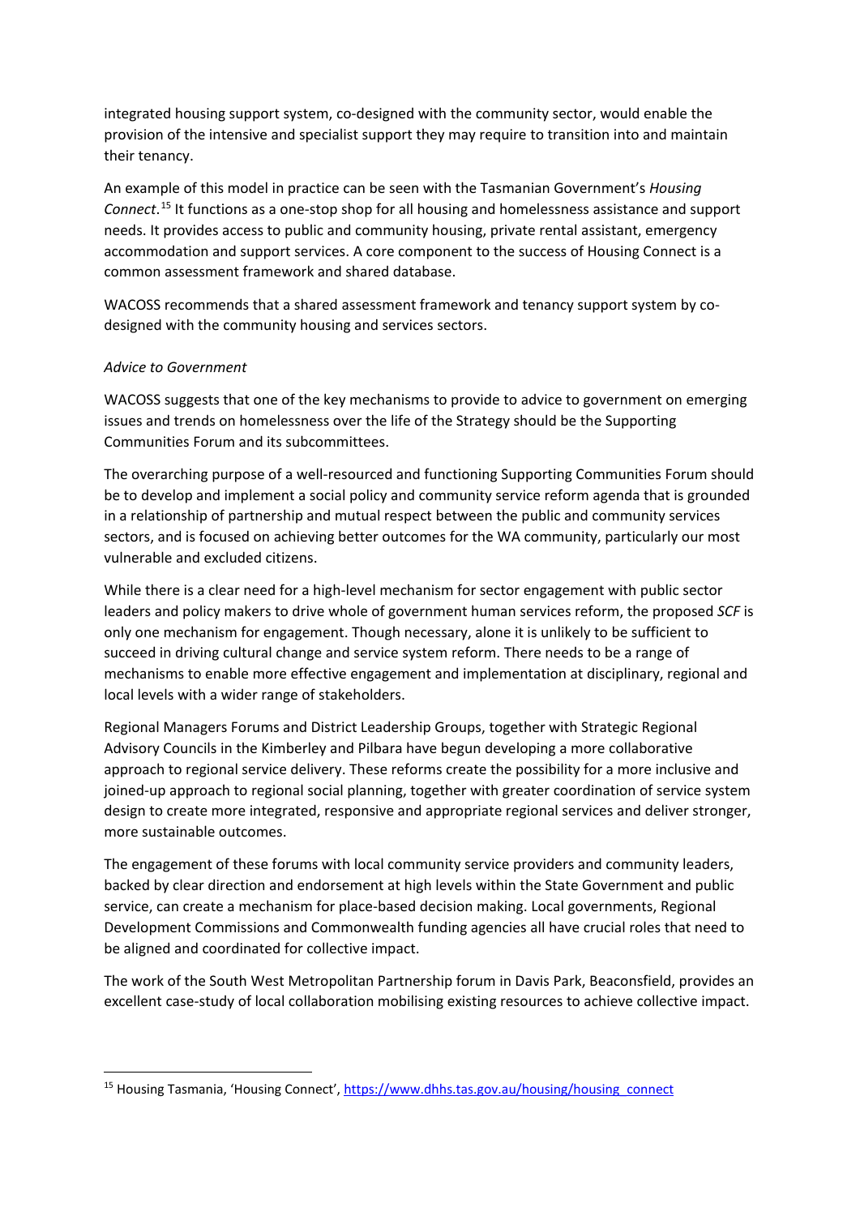integrated housing support system, co-designed with the community sector, would enable the provision of the intensive and specialist support they may require to transition into and maintain their tenancy.

An example of this model in practice can be seen with the Tasmanian Government's *Housing Connect*.[15] It functions as a one-stop shop for all housing and homelessness assistance and support needs. It provides access to public and community housing, private rental assistant, emergency accommodation and support services. A core component to the success of Housing Connect is a common assessment framework and shared database.

WACOSS recommends that a shared assessment framework and tenancy support system by co-designed with the community housing and services sectors.

*Advice to Government*

WACOSS suggests that one of the key mechanisms to provide to advice to government on emerging issues and trends on homelessness over the life of the Strategy should be the Supporting Communities Forum and its subcommittees.

The overarching purpose of a well-resourced and functioning Supporting Communities Forum should be to develop and implement a social policy and community service reform agenda that is grounded in a relationship of partnership and mutual respect between the public and community services sectors, and is focused on achieving better outcomes for the WA community, particularly our most vulnerable and excluded citizens.

While there is a clear need for a high-level mechanism for sector engagement with public sector leaders and policy makers to drive whole of government human services reform, the proposed *SCF* is only one mechanism for engagement. Though necessary, alone it is unlikely to be sufficient to succeed in driving cultural change and service system reform. There needs to be a range of mechanisms to enable more effective engagement and implementation at disciplinary, regional and local levels with a wider range of stakeholders.

Regional Managers Forums and District Leadership Groups, together with Strategic Regional Advisory Councils in the Kimberley and Pilbara have begun developing a more collaborative approach to regional service delivery. These reforms create the possibility for a more inclusive and joined-up approach to regional social planning, together with greater coordination of service system design to create more integrated, responsive and appropriate regional services and deliver stronger, more sustainable outcomes.

The engagement of these forums with local community service providers and community leaders, backed by clear direction and endorsement at high levels within the State Government and public service, can create a mechanism for place-based decision making. Local governments, Regional Development Commissions and Commonwealth funding agencies all have crucial roles that need to be aligned and coordinated for collective impact.

The work of the South West Metropolitan Partnership forum in Davis Park, Beaconsfield, provides an excellent case-study of local collaboration mobilising existing resources to achieve collective impact.

---

[15] Housing Tasmania, 'Housing Connect', https://www.dhhs.tas.gov.au/housing/housing_connect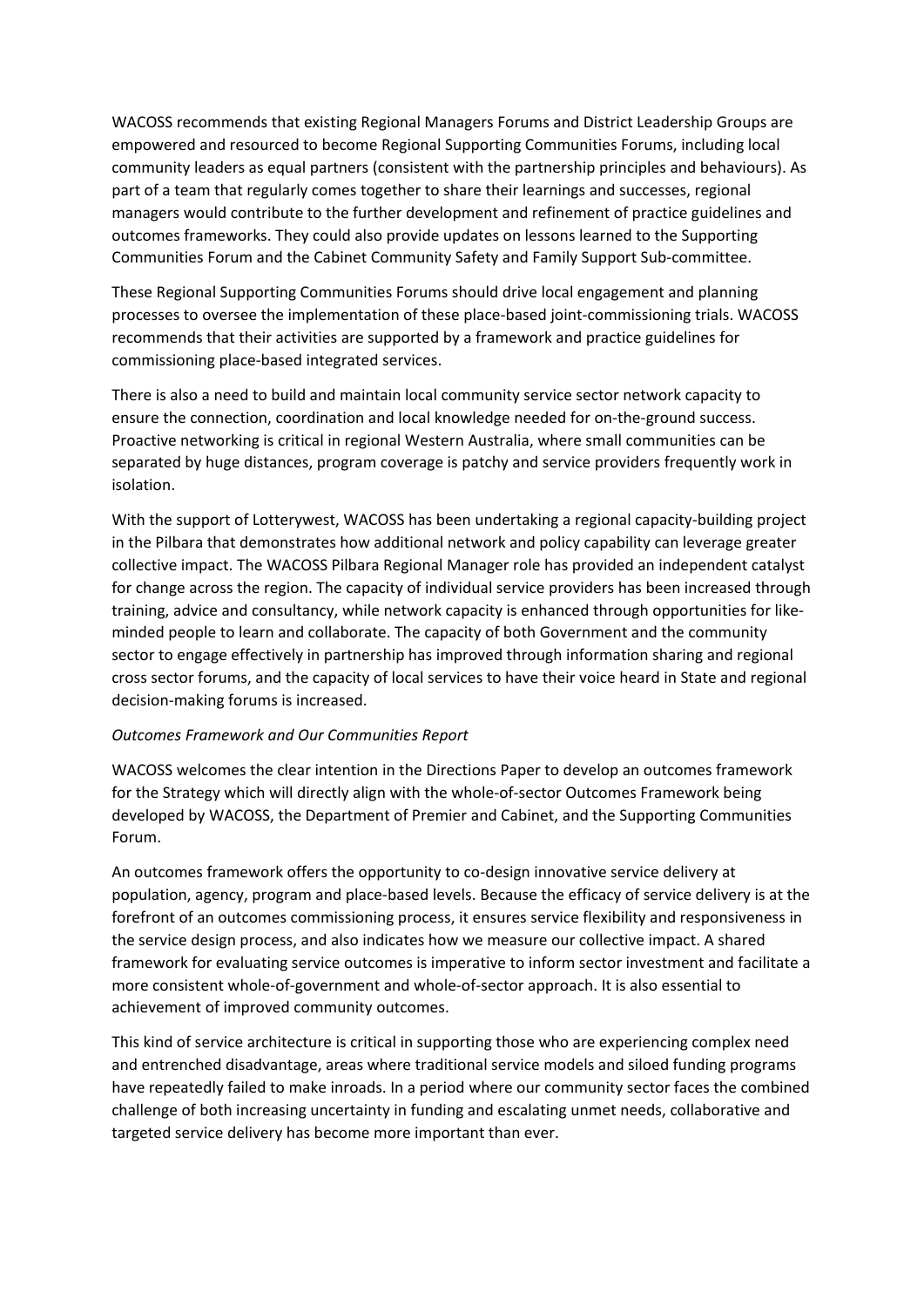WACOSS recommends that existing Regional Managers Forums and District Leadership Groups are empowered and resourced to become Regional Supporting Communities Forums, including local community leaders as equal partners (consistent with the partnership principles and behaviours). As part of a team that regularly comes together to share their learnings and successes, regional managers would contribute to the further development and refinement of practice guidelines and outcomes frameworks. They could also provide updates on lessons learned to the Supporting Communities Forum and the Cabinet Community Safety and Family Support Sub-committee.

These Regional Supporting Communities Forums should drive local engagement and planning processes to oversee the implementation of these place-based joint-commissioning trials. WACOSS recommends that their activities are supported by a framework and practice guidelines for commissioning place-based integrated services.

There is also a need to build and maintain local community service sector network capacity to ensure the connection, coordination and local knowledge needed for on-the-ground success. Proactive networking is critical in regional Western Australia, where small communities can be separated by huge distances, program coverage is patchy and service providers frequently work in isolation.

With the support of Lotterywest, WACOSS has been undertaking a regional capacity-building project in the Pilbara that demonstrates how additional network and policy capability can leverage greater collective impact. The WACOSS Pilbara Regional Manager role has provided an independent catalyst for change across the region. The capacity of individual service providers has been increased through training, advice and consultancy, while network capacity is enhanced through opportunities for like-minded people to learn and collaborate. The capacity of both Government and the community sector to engage effectively in partnership has improved through information sharing and regional cross sector forums, and the capacity of local services to have their voice heard in State and regional decision-making forums is increased.

*Outcomes Framework and Our Communities Report*

WACOSS welcomes the clear intention in the Directions Paper to develop an outcomes framework for the Strategy which will directly align with the whole-of-sector Outcomes Framework being developed by WACOSS, the Department of Premier and Cabinet, and the Supporting Communities Forum.

An outcomes framework offers the opportunity to co-design innovative service delivery at population, agency, program and place-based levels. Because the efficacy of service delivery is at the forefront of an outcomes commissioning process, it ensures service flexibility and responsiveness in the service design process, and also indicates how we measure our collective impact. A shared framework for evaluating service outcomes is imperative to inform sector investment and facilitate a more consistent whole-of-government and whole-of-sector approach. It is also essential to achievement of improved community outcomes.

This kind of service architecture is critical in supporting those who are experiencing complex need and entrenched disadvantage, areas where traditional service models and siloed funding programs have repeatedly failed to make inroads. In a period where our community sector faces the combined challenge of both increasing uncertainty in funding and escalating unmet needs, collaborative and targeted service delivery has become more important than ever.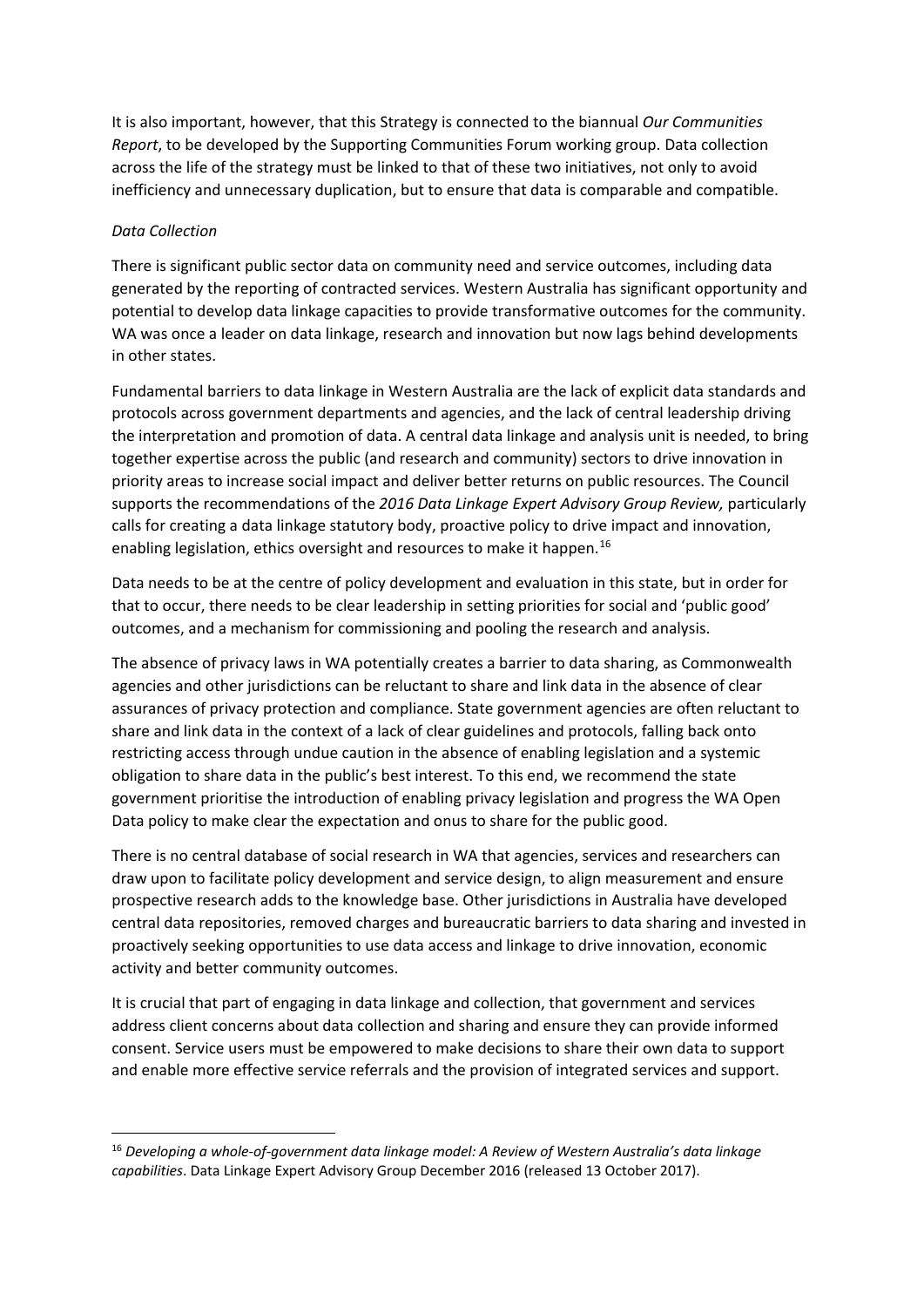It is also important, however, that this Strategy is connected to the biannual *Our Communities Report*, to be developed by the Supporting Communities Forum working group. Data collection across the life of the strategy must be linked to that of these two initiatives, not only to avoid inefficiency and unnecessary duplication, but to ensure that data is comparable and compatible.

*Data Collection*

There is significant public sector data on community need and service outcomes, including data generated by the reporting of contracted services. Western Australia has significant opportunity and potential to develop data linkage capacities to provide transformative outcomes for the community. WA was once a leader on data linkage, research and innovation but now lags behind developments in other states.

Fundamental barriers to data linkage in Western Australia are the lack of explicit data standards and protocols across government departments and agencies, and the lack of central leadership driving the interpretation and promotion of data. A central data linkage and analysis unit is needed, to bring together expertise across the public (and research and community) sectors to drive innovation in priority areas to increase social impact and deliver better returns on public resources. The Council supports the recommendations of the *2016 Data Linkage Expert Advisory Group Review,* particularly calls for creating a data linkage statutory body, proactive policy to drive impact and innovation, enabling legislation, ethics oversight and resources to make it happen.[16]

Data needs to be at the centre of policy development and evaluation in this state, but in order for that to occur, there needs to be clear leadership in setting priorities for social and 'public good' outcomes, and a mechanism for commissioning and pooling the research and analysis.

The absence of privacy laws in WA potentially creates a barrier to data sharing, as Commonwealth agencies and other jurisdictions can be reluctant to share and link data in the absence of clear assurances of privacy protection and compliance. State government agencies are often reluctant to share and link data in the context of a lack of clear guidelines and protocols, falling back onto restricting access through undue caution in the absence of enabling legislation and a systemic obligation to share data in the public's best interest. To this end, we recommend the state government prioritise the introduction of enabling privacy legislation and progress the WA Open Data policy to make clear the expectation and onus to share for the public good.

There is no central database of social research in WA that agencies, services and researchers can draw upon to facilitate policy development and service design, to align measurement and ensure prospective research adds to the knowledge base. Other jurisdictions in Australia have developed central data repositories, removed charges and bureaucratic barriers to data sharing and invested in proactively seeking opportunities to use data access and linkage to drive innovation, economic activity and better community outcomes.

It is crucial that part of engaging in data linkage and collection, that government and services address client concerns about data collection and sharing and ensure they can provide informed consent. Service users must be empowered to make decisions to share their own data to support and enable more effective service referrals and the provision of integrated services and support.

[16] *Developing a whole-of-government data linkage model: A Review of Western Australia's data linkage capabilities*. Data Linkage Expert Advisory Group December 2016 (released 13 October 2017).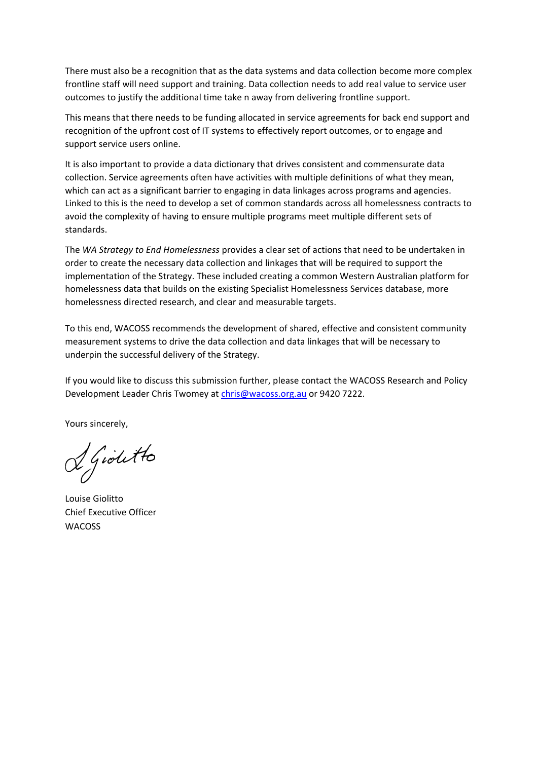There must also be a recognition that as the data systems and data collection become more complex frontline staff will need support and training. Data collection needs to add real value to service user outcomes to justify the additional time take n away from delivering frontline support.

This means that there needs to be funding allocated in service agreements for back end support and recognition of the upfront cost of IT systems to effectively report outcomes, or to engage and support service users online.

It is also important to provide a data dictionary that drives consistent and commensurate data collection. Service agreements often have activities with multiple definitions of what they mean, which can act as a significant barrier to engaging in data linkages across programs and agencies. Linked to this is the need to develop a set of common standards across all homelessness contracts to avoid the complexity of having to ensure multiple programs meet multiple different sets of standards.

The *WA Strategy to End Homelessness* provides a clear set of actions that need to be undertaken in order to create the necessary data collection and linkages that will be required to support the implementation of the Strategy. These included creating a common Western Australian platform for homelessness data that builds on the existing Specialist Homelessness Services database, more homelessness directed research, and clear and measurable targets.

To this end, WACOSS recommends the development of shared, effective and consistent community measurement systems to drive the data collection and data linkages that will be necessary to underpin the successful delivery of the Strategy.

If you would like to discuss this submission further, please contact the WACOSS Research and Policy Development Leader Chris Twomey at [chris@wacoss.org.au](mailto:chris@wacoss.org.au) or 9420 7222.

Yours sincerely,

Louise Giolitto
Chief Executive Officer
WACOSS